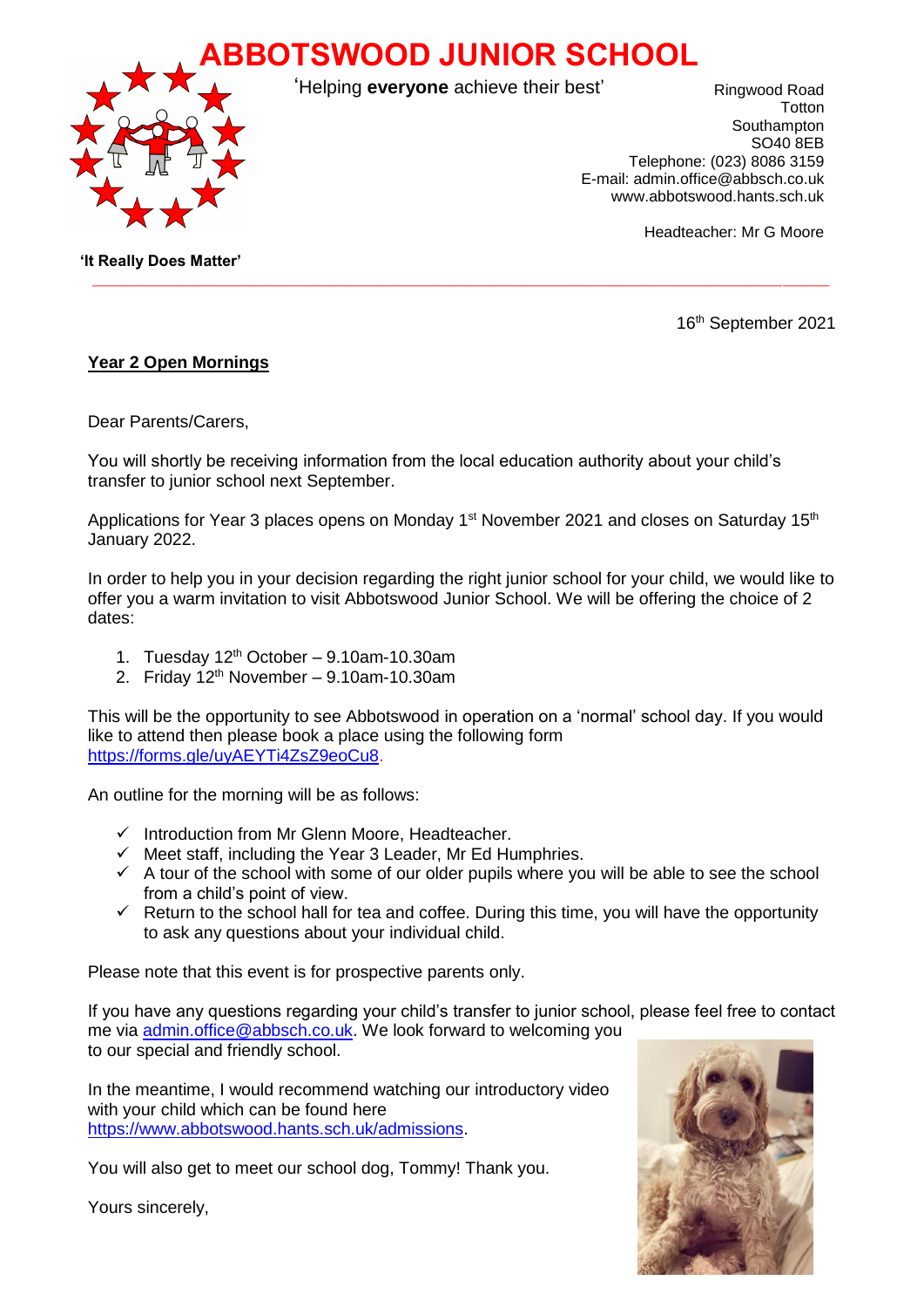# ABBOTSWOOD JUNIOR SCHOOL

'Helping **everyone** achieve their best'

Ringwood Road
Totton
Southampton
SO40 8EB
Telephone: (023) 8086 3159
E-mail: admin.office@abbsch.co.uk
www.abbotswood.hants.sch.uk

Headteacher: Mr G Moore

**'It Really Does Matter'**

16th September 2021

**Year 2 Open Mornings**

Dear Parents/Carers,

You will shortly be receiving information from the local education authority about your child's transfer to junior school next September.

Applications for Year 3 places opens on Monday 1st November 2021 and closes on Saturday 15th January 2022.

In order to help you in your decision regarding the right junior school for your child, we would like to offer you a warm invitation to visit Abbotswood Junior School. We will be offering the choice of 2 dates:

1. Tuesday 12th October – 9.10am-10.30am
2. Friday 12th November – 9.10am-10.30am

This will be the opportunity to see Abbotswood in operation on a 'normal' school day. If you would like to attend then please book a place using the following form https://forms.gle/uyAEYTi4ZsZ9eoCu8.

An outline for the morning will be as follows:

- ✓ Introduction from Mr Glenn Moore, Headteacher.
- ✓ Meet staff, including the Year 3 Leader, Mr Ed Humphries.
- ✓ A tour of the school with some of our older pupils where you will be able to see the school from a child's point of view.
- ✓ Return to the school hall for tea and coffee. During this time, you will have the opportunity to ask any questions about your individual child.

Please note that this event is for prospective parents only.

If you have any questions regarding your child's transfer to junior school, please feel free to contact me via admin.office@abbsch.co.uk. We look forward to welcoming you to our special and friendly school.

In the meantime, I would recommend watching our introductory video with your child which can be found here https://www.abbotswood.hants.sch.uk/admissions.

You will also get to meet our school dog, Tommy! Thank you.

Yours sincerely,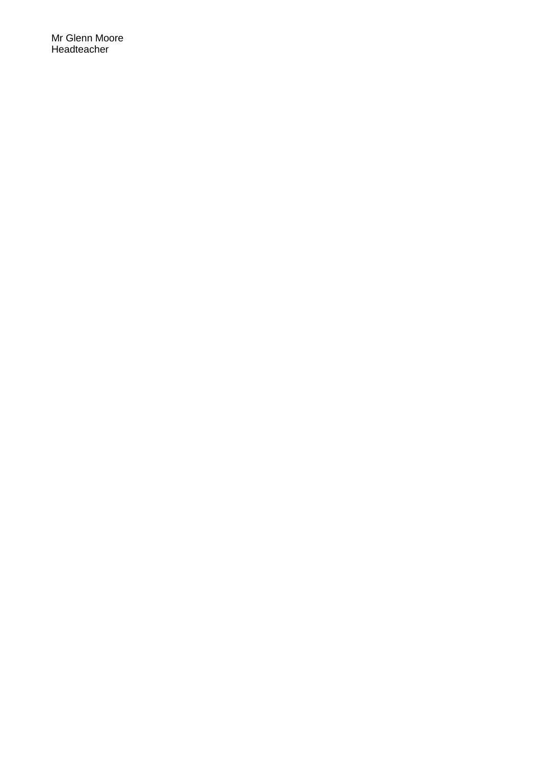Mr Glenn Moore
Headteacher